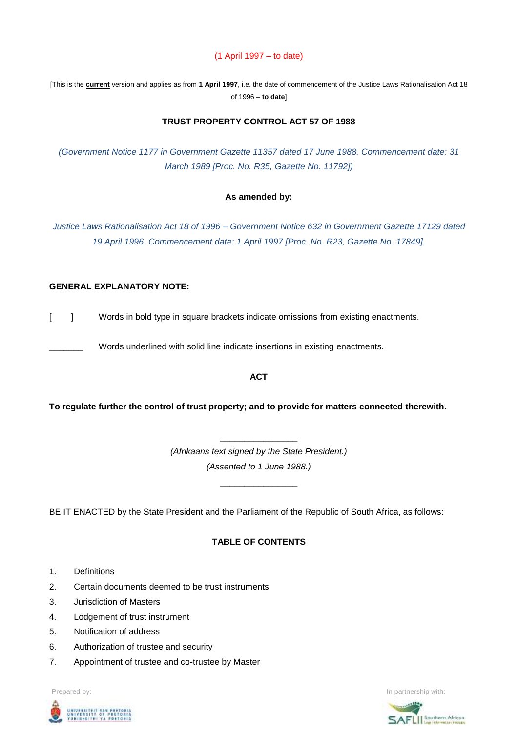(1 April 1997 – to date)

[This is the **current** version and applies as from **1 April 1997**, i.e. the date of commencement of the Justice Laws Rationalisation Act 18 of 1996 – **to date**]

# TRUST PROPERTY CONTROL ACT 57 OF 1988

*(Government Notice 1177 in Government Gazette 11357 dated 17 June 1988. Commencement date: 31 March 1989 [Proc. No. R35, Gazette No. 11792])*

**As amended by:**

*Justice Laws Rationalisation Act 18 of 1996 – Government Notice 632 in Government Gazette 17129 dated 19 April 1996. Commencement date: 1 April 1997 [Proc. No. R23, Gazette No. 17849].*

**GENERAL EXPLANATORY NOTE:**

[ ] Words in bold type in square brackets indicate omissions from existing enactments.

_______ Words underlined with solid line indicate insertions in existing enactments.

## ACT

**To regulate further the control of trust property; and to provide for matters connected therewith.**

________________

*(Afrikaans text signed by the State President.)*

*(Assented to 1 June 1988.)*

________________

BE IT ENACTED by the State President and the Parliament of the Republic of South Africa, as follows:

## TABLE OF CONTENTS

1. Definitions
2. Certain documents deemed to be trust instruments
3. Jurisdiction of Masters
4. Lodgement of trust instrument
5. Notification of address
6. Authorization of trustee and security
7. Appointment of trustee and co-trustee by Master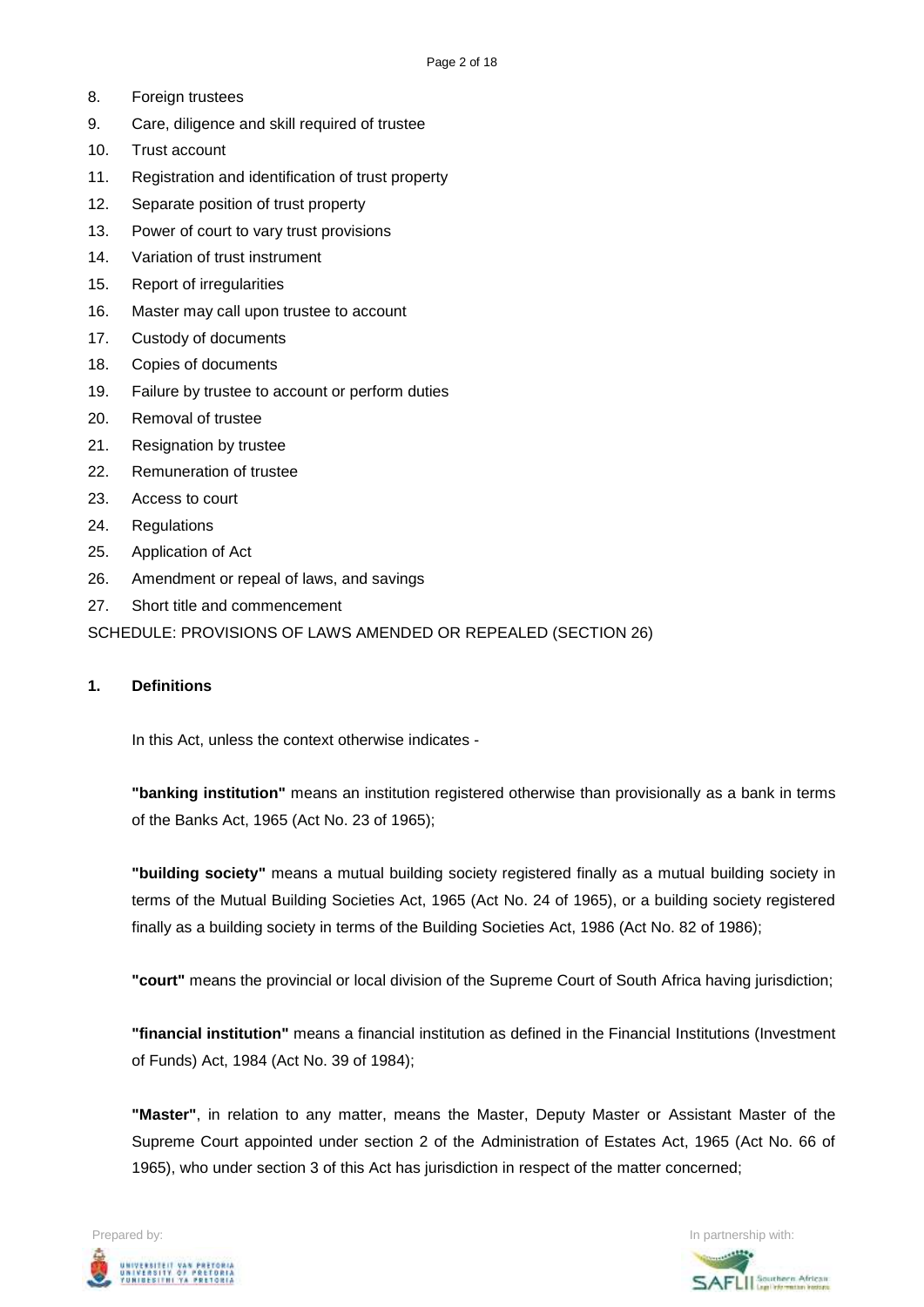8. Foreign trustees
9. Care, diligence and skill required of trustee
10. Trust account
11. Registration and identification of trust property
12. Separate position of trust property
13. Power of court to vary trust provisions
14. Variation of trust instrument
15. Report of irregularities
16. Master may call upon trustee to account
17. Custody of documents
18. Copies of documents
19. Failure by trustee to account or perform duties
20. Removal of trustee
21. Resignation by trustee
22. Remuneration of trustee
23. Access to court
24. Regulations
25. Application of Act
26. Amendment or repeal of laws, and savings
27. Short title and commencement

SCHEDULE: PROVISIONS OF LAWS AMENDED OR REPEALED (SECTION 26)

### 1. Definitions

In this Act, unless the context otherwise indicates -

**"banking institution"** means an institution registered otherwise than provisionally as a bank in terms of the Banks Act, 1965 (Act No. 23 of 1965);

**"building society"** means a mutual building society registered finally as a mutual building society in terms of the Mutual Building Societies Act, 1965 (Act No. 24 of 1965), or a building society registered finally as a building society in terms of the Building Societies Act, 1986 (Act No. 82 of 1986);

**"court"** means the provincial or local division of the Supreme Court of South Africa having jurisdiction;

**"financial institution"** means a financial institution as defined in the Financial Institutions (Investment of Funds) Act, 1984 (Act No. 39 of 1984);

**"Master"**, in relation to any matter, means the Master, Deputy Master or Assistant Master of the Supreme Court appointed under section 2 of the Administration of Estates Act, 1965 (Act No. 66 of 1965), who under section 3 of this Act has jurisdiction in respect of the matter concerned;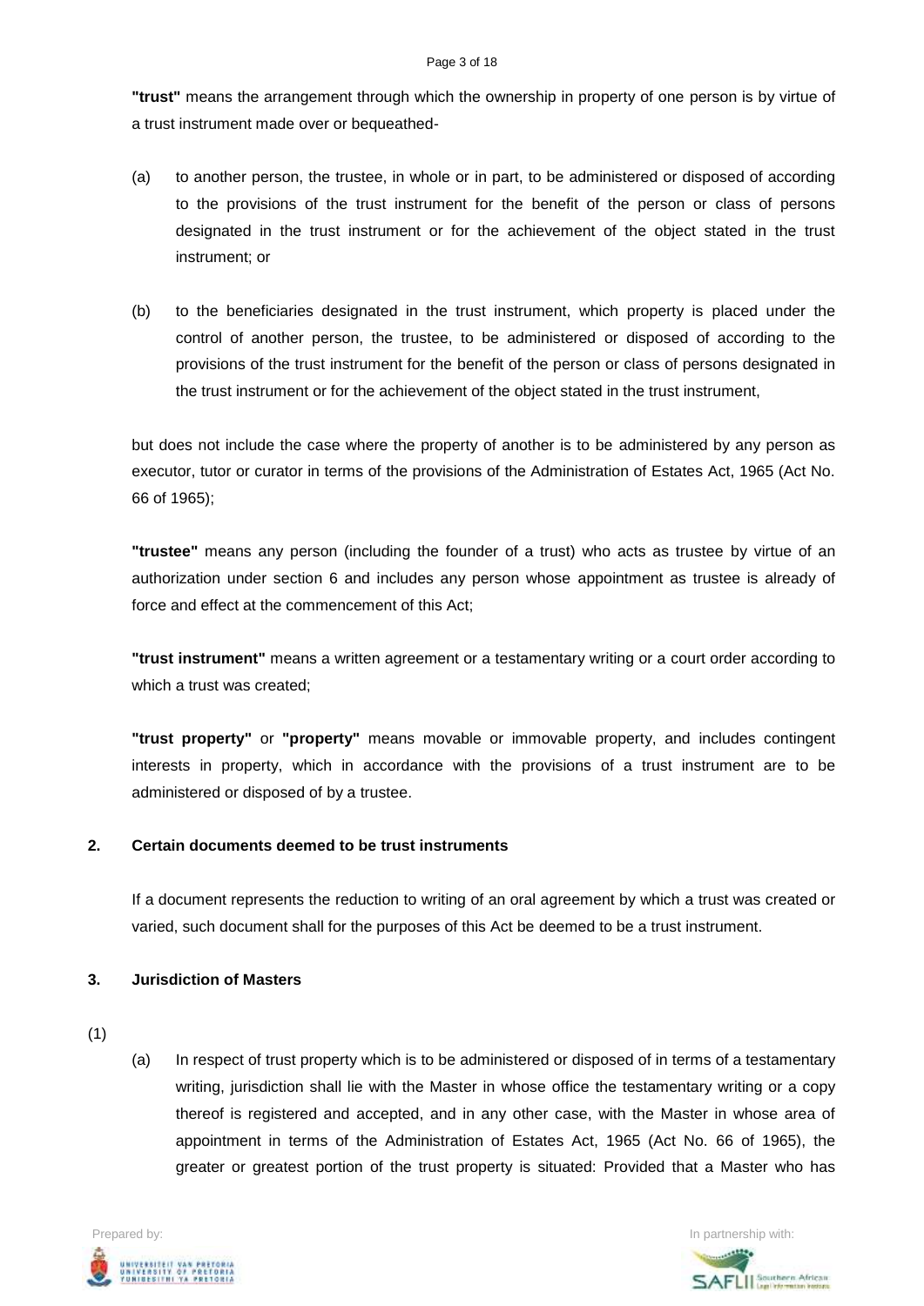**"trust"** means the arrangement through which the ownership in property of one person is by virtue of a trust instrument made over or bequeathed-

(a) to another person, the trustee, in whole or in part, to be administered or disposed of according to the provisions of the trust instrument for the benefit of the person or class of persons designated in the trust instrument or for the achievement of the object stated in the trust instrument; or

(b) to the beneficiaries designated in the trust instrument, which property is placed under the control of another person, the trustee, to be administered or disposed of according to the provisions of the trust instrument for the benefit of the person or class of persons designated in the trust instrument or for the achievement of the object stated in the trust instrument,

but does not include the case where the property of another is to be administered by any person as executor, tutor or curator in terms of the provisions of the Administration of Estates Act, 1965 (Act No. 66 of 1965);

**"trustee"** means any person (including the founder of a trust) who acts as trustee by virtue of an authorization under section 6 and includes any person whose appointment as trustee is already of force and effect at the commencement of this Act;

**"trust instrument"** means a written agreement or a testamentary writing or a court order according to which a trust was created;

**"trust property"** or **"property"** means movable or immovable property, and includes contingent interests in property, which in accordance with the provisions of a trust instrument are to be administered or disposed of by a trustee.

**2. Certain documents deemed to be trust instruments**

If a document represents the reduction to writing of an oral agreement by which a trust was created or varied, such document shall for the purposes of this Act be deemed to be a trust instrument.

**3. Jurisdiction of Masters**

(1)

(a) In respect of trust property which is to be administered or disposed of in terms of a testamentary writing, jurisdiction shall lie with the Master in whose office the testamentary writing or a copy thereof is registered and accepted, and in any other case, with the Master in whose area of appointment in terms of the Administration of Estates Act, 1965 (Act No. 66 of 1965), the greater or greatest portion of the trust property is situated: Provided that a Master who has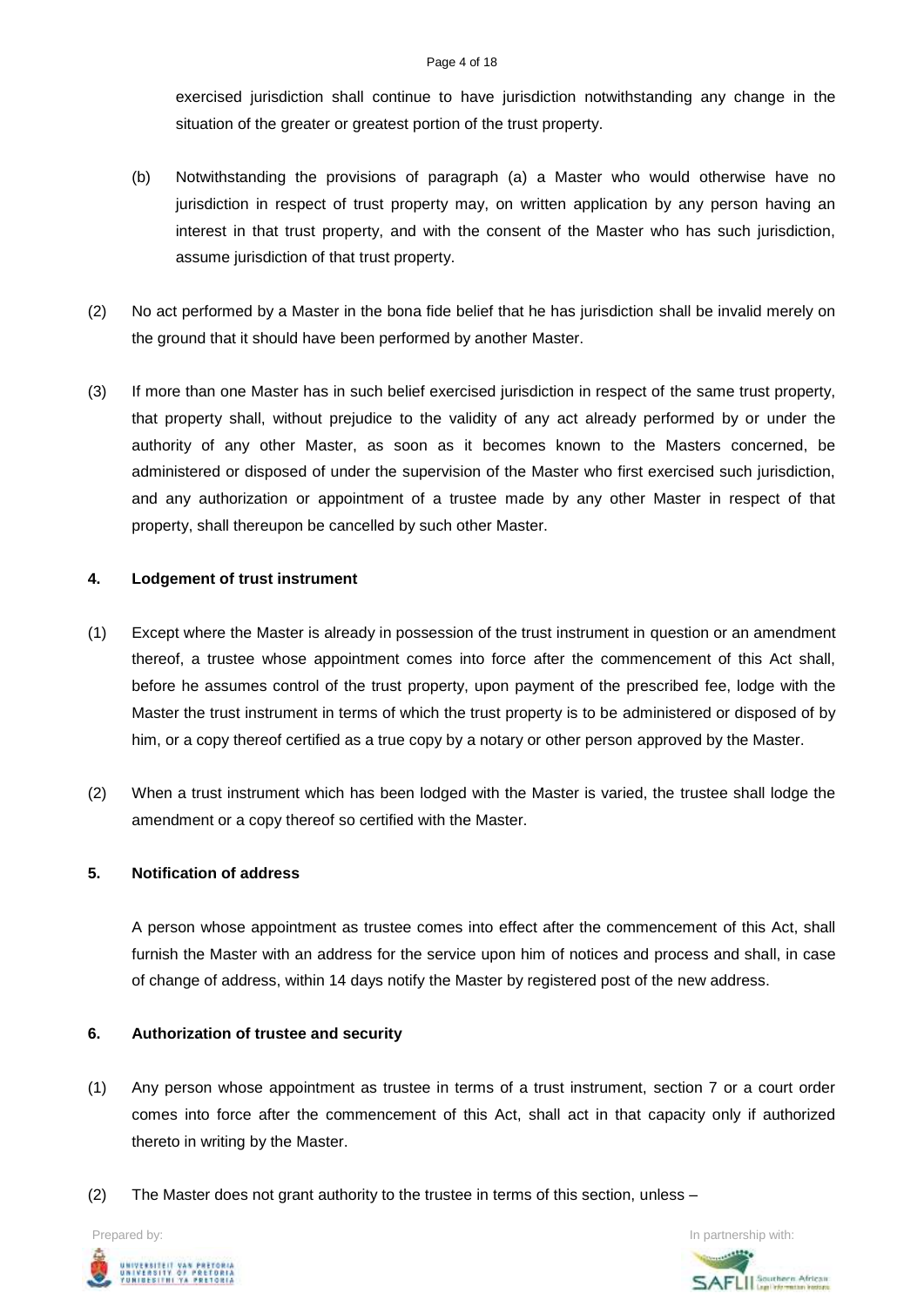exercised jurisdiction shall continue to have jurisdiction notwithstanding any change in the situation of the greater or greatest portion of the trust property.

(b) Notwithstanding the provisions of paragraph (a) a Master who would otherwise have no jurisdiction in respect of trust property may, on written application by any person having an interest in that trust property, and with the consent of the Master who has such jurisdiction, assume jurisdiction of that trust property.

(2) No act performed by a Master in the bona fide belief that he has jurisdiction shall be invalid merely on the ground that it should have been performed by another Master.

(3) If more than one Master has in such belief exercised jurisdiction in respect of the same trust property, that property shall, without prejudice to the validity of any act already performed by or under the authority of any other Master, as soon as it becomes known to the Masters concerned, be administered or disposed of under the supervision of the Master who first exercised such jurisdiction, and any authorization or appointment of a trustee made by any other Master in respect of that property, shall thereupon be cancelled by such other Master.

**4. Lodgement of trust instrument**

(1) Except where the Master is already in possession of the trust instrument in question or an amendment thereof, a trustee whose appointment comes into force after the commencement of this Act shall, before he assumes control of the trust property, upon payment of the prescribed fee, lodge with the Master the trust instrument in terms of which the trust property is to be administered or disposed of by him, or a copy thereof certified as a true copy by a notary or other person approved by the Master.

(2) When a trust instrument which has been lodged with the Master is varied, the trustee shall lodge the amendment or a copy thereof so certified with the Master.

**5. Notification of address**

A person whose appointment as trustee comes into effect after the commencement of this Act, shall furnish the Master with an address for the service upon him of notices and process and shall, in case of change of address, within 14 days notify the Master by registered post of the new address.

**6. Authorization of trustee and security**

(1) Any person whose appointment as trustee in terms of a trust instrument, section 7 or a court order comes into force after the commencement of this Act, shall act in that capacity only if authorized thereto in writing by the Master.

(2) The Master does not grant authority to the trustee in terms of this section, unless –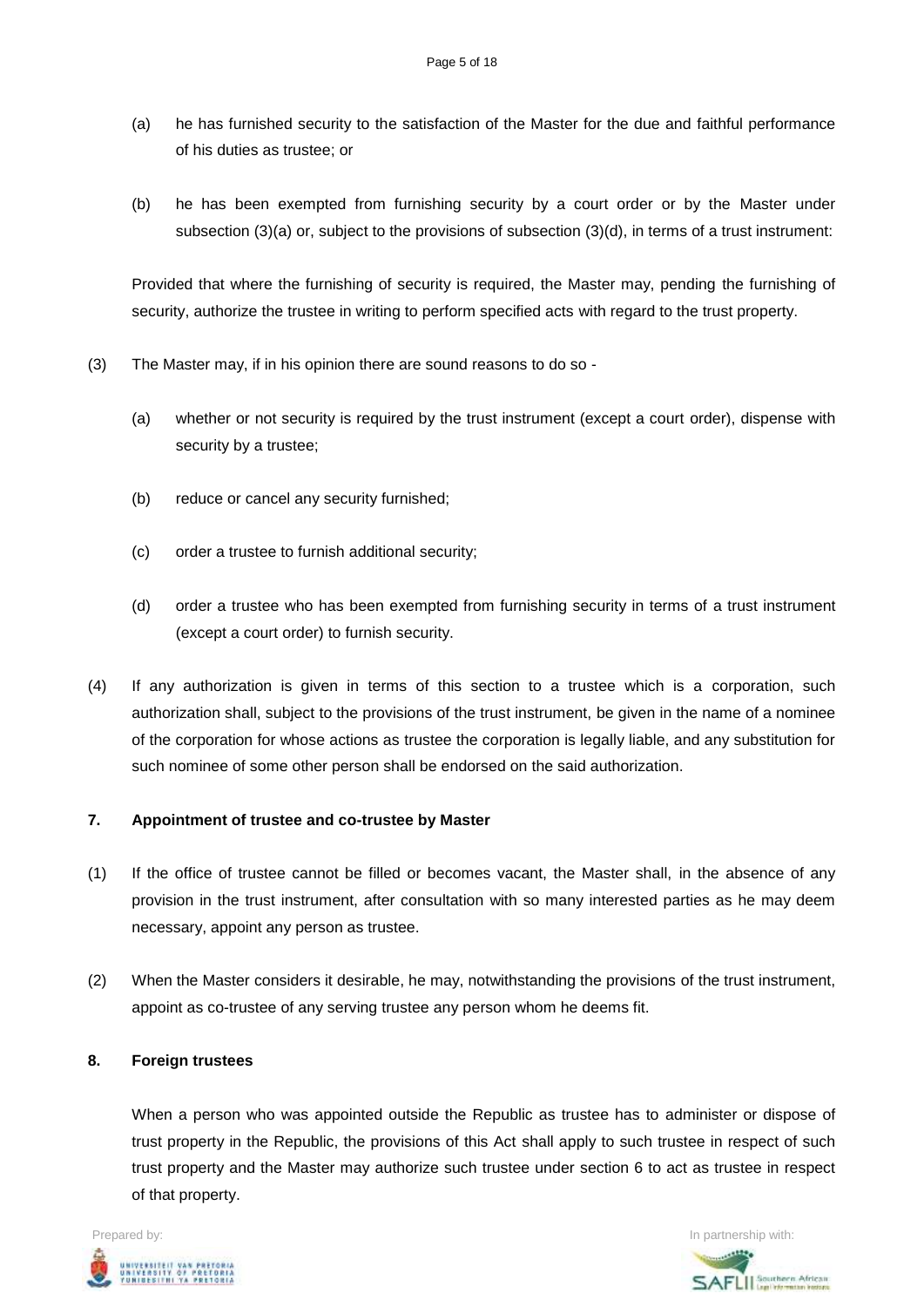(a) he has furnished security to the satisfaction of the Master for the due and faithful performance of his duties as trustee; or

(b) he has been exempted from furnishing security by a court order or by the Master under subsection (3)(a) or, subject to the provisions of subsection (3)(d), in terms of a trust instrument:

Provided that where the furnishing of security is required, the Master may, pending the furnishing of security, authorize the trustee in writing to perform specified acts with regard to the trust property.

(3) The Master may, if in his opinion there are sound reasons to do so -

(a) whether or not security is required by the trust instrument (except a court order), dispense with security by a trustee;

(b) reduce or cancel any security furnished;

(c) order a trustee to furnish additional security;

(d) order a trustee who has been exempted from furnishing security in terms of a trust instrument (except a court order) to furnish security.

(4) If any authorization is given in terms of this section to a trustee which is a corporation, such authorization shall, subject to the provisions of the trust instrument, be given in the name of a nominee of the corporation for whose actions as trustee the corporation is legally liable, and any substitution for such nominee of some other person shall be endorsed on the said authorization.

**7. Appointment of trustee and co-trustee by Master**

(1) If the office of trustee cannot be filled or becomes vacant, the Master shall, in the absence of any provision in the trust instrument, after consultation with so many interested parties as he may deem necessary, appoint any person as trustee.

(2) When the Master considers it desirable, he may, notwithstanding the provisions of the trust instrument, appoint as co-trustee of any serving trustee any person whom he deems fit.

**8. Foreign trustees**

When a person who was appointed outside the Republic as trustee has to administer or dispose of trust property in the Republic, the provisions of this Act shall apply to such trustee in respect of such trust property and the Master may authorize such trustee under section 6 to act as trustee in respect of that property.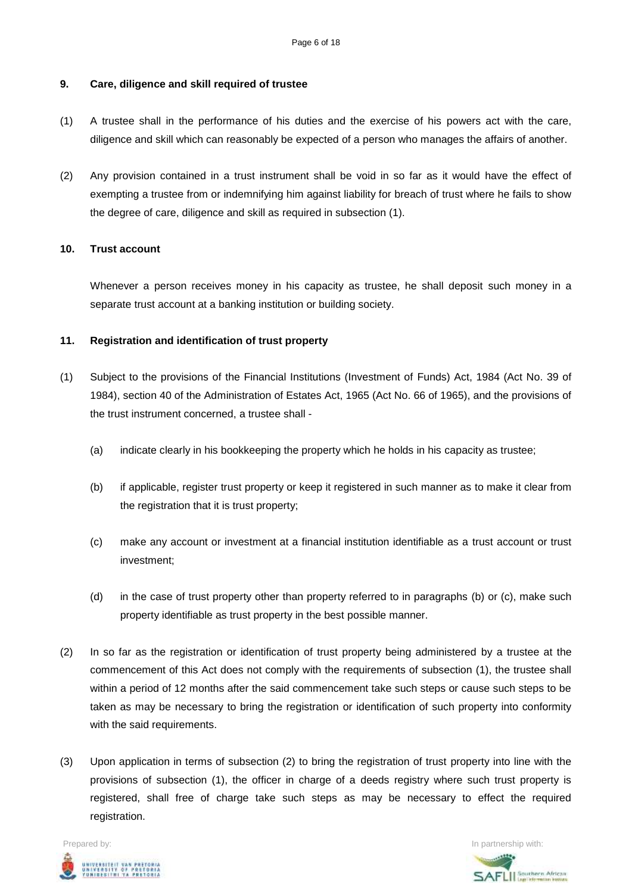**9. Care, diligence and skill required of trustee**

(1) A trustee shall in the performance of his duties and the exercise of his powers act with the care, diligence and skill which can reasonably be expected of a person who manages the affairs of another.

(2) Any provision contained in a trust instrument shall be void in so far as it would have the effect of exempting a trustee from or indemnifying him against liability for breach of trust where he fails to show the degree of care, diligence and skill as required in subsection (1).

**10. Trust account**

Whenever a person receives money in his capacity as trustee, he shall deposit such money in a separate trust account at a banking institution or building society.

**11. Registration and identification of trust property**

(1) Subject to the provisions of the Financial Institutions (Investment of Funds) Act, 1984 (Act No. 39 of 1984), section 40 of the Administration of Estates Act, 1965 (Act No. 66 of 1965), and the provisions of the trust instrument concerned, a trustee shall -

(a) indicate clearly in his bookkeeping the property which he holds in his capacity as trustee;

(b) if applicable, register trust property or keep it registered in such manner as to make it clear from the registration that it is trust property;

(c) make any account or investment at a financial institution identifiable as a trust account or trust investment;

(d) in the case of trust property other than property referred to in paragraphs (b) or (c), make such property identifiable as trust property in the best possible manner.

(2) In so far as the registration or identification of trust property being administered by a trustee at the commencement of this Act does not comply with the requirements of subsection (1), the trustee shall within a period of 12 months after the said commencement take such steps or cause such steps to be taken as may be necessary to bring the registration or identification of such property into conformity with the said requirements.

(3) Upon application in terms of subsection (2) to bring the registration of trust property into line with the provisions of subsection (1), the officer in charge of a deeds registry where such trust property is registered, shall free of charge take such steps as may be necessary to effect the required registration.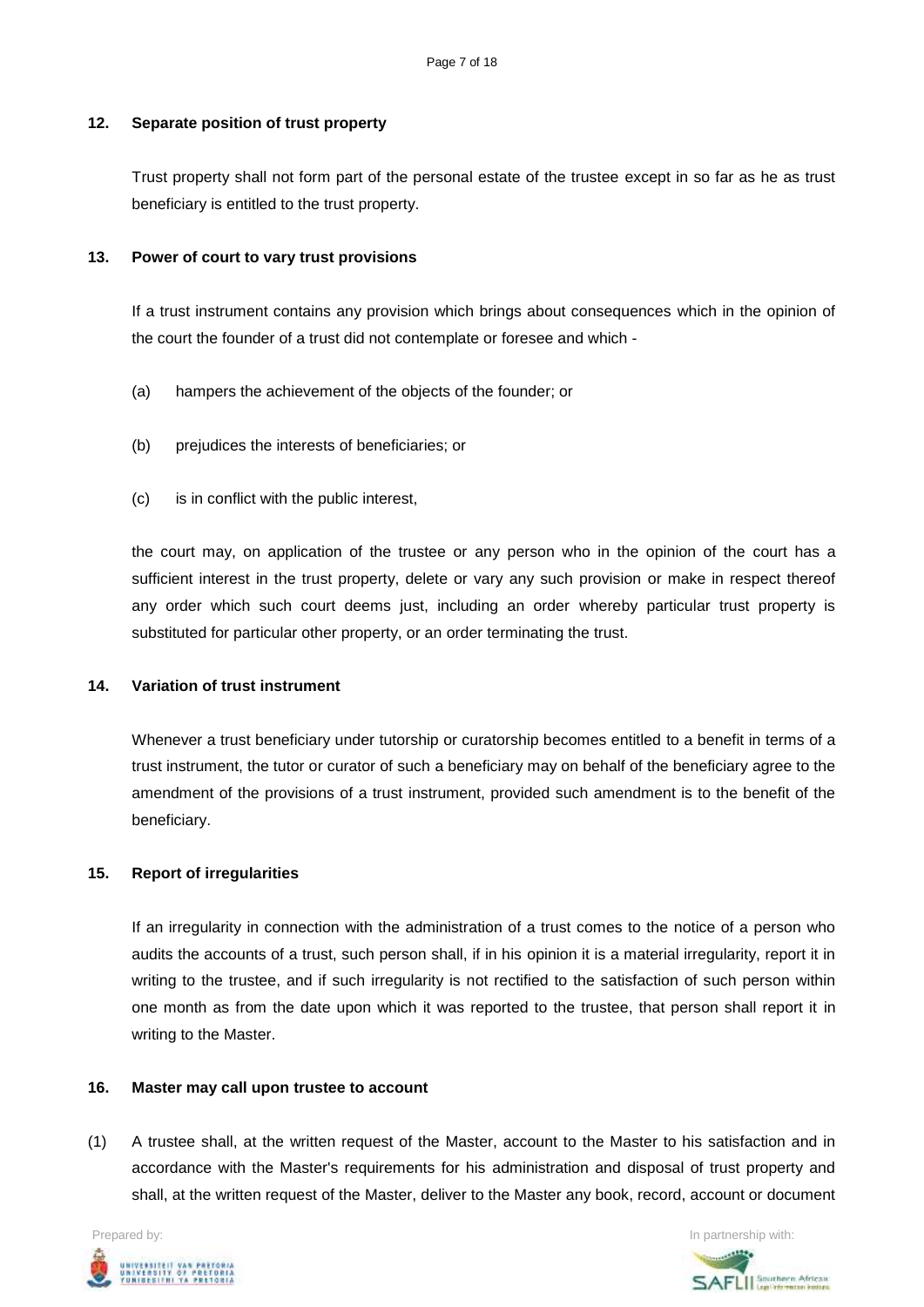### 12. Separate position of trust property

Trust property shall not form part of the personal estate of the trustee except in so far as he as trust beneficiary is entitled to the trust property.

### 13. Power of court to vary trust provisions

If a trust instrument contains any provision which brings about consequences which in the opinion of the court the founder of a trust did not contemplate or foresee and which -

(a) hampers the achievement of the objects of the founder; or

(b) prejudices the interests of beneficiaries; or

(c) is in conflict with the public interest,

the court may, on application of the trustee or any person who in the opinion of the court has a sufficient interest in the trust property, delete or vary any such provision or make in respect thereof any order which such court deems just, including an order whereby particular trust property is substituted for particular other property, or an order terminating the trust.

### 14. Variation of trust instrument

Whenever a trust beneficiary under tutorship or curatorship becomes entitled to a benefit in terms of a trust instrument, the tutor or curator of such a beneficiary may on behalf of the beneficiary agree to the amendment of the provisions of a trust instrument, provided such amendment is to the benefit of the beneficiary.

### 15. Report of irregularities

If an irregularity in connection with the administration of a trust comes to the notice of a person who audits the accounts of a trust, such person shall, if in his opinion it is a material irregularity, report it in writing to the trustee, and if such irregularity is not rectified to the satisfaction of such person within one month as from the date upon which it was reported to the trustee, that person shall report it in writing to the Master.

### 16. Master may call upon trustee to account

(1) A trustee shall, at the written request of the Master, account to the Master to his satisfaction and in accordance with the Master's requirements for his administration and disposal of trust property and shall, at the written request of the Master, deliver to the Master any book, record, account or document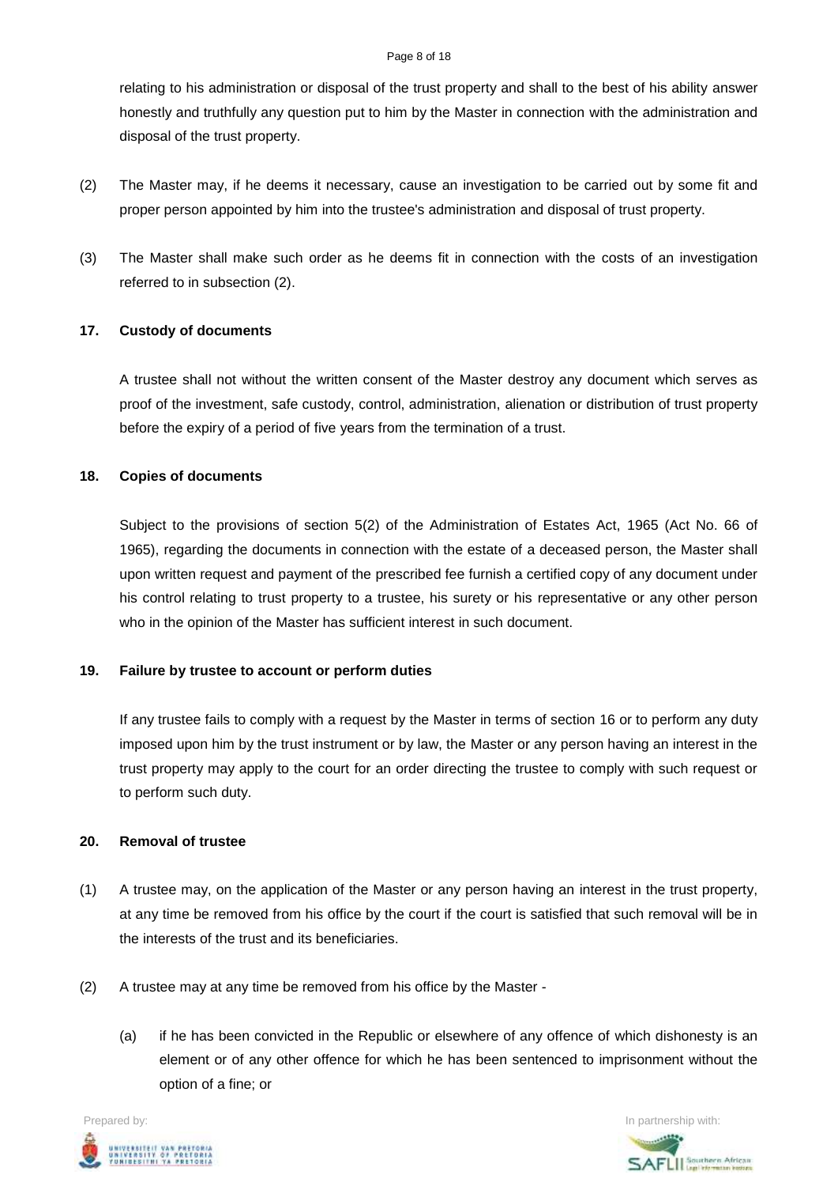relating to his administration or disposal of the trust property and shall to the best of his ability answer honestly and truthfully any question put to him by the Master in connection with the administration and disposal of the trust property.

(2) The Master may, if he deems it necessary, cause an investigation to be carried out by some fit and proper person appointed by him into the trustee's administration and disposal of trust property.

(3) The Master shall make such order as he deems fit in connection with the costs of an investigation referred to in subsection (2).

**17. Custody of documents**

A trustee shall not without the written consent of the Master destroy any document which serves as proof of the investment, safe custody, control, administration, alienation or distribution of trust property before the expiry of a period of five years from the termination of a trust.

**18. Copies of documents**

Subject to the provisions of section 5(2) of the Administration of Estates Act, 1965 (Act No. 66 of 1965), regarding the documents in connection with the estate of a deceased person, the Master shall upon written request and payment of the prescribed fee furnish a certified copy of any document under his control relating to trust property to a trustee, his surety or his representative or any other person who in the opinion of the Master has sufficient interest in such document.

**19. Failure by trustee to account or perform duties**

If any trustee fails to comply with a request by the Master in terms of section 16 or to perform any duty imposed upon him by the trust instrument or by law, the Master or any person having an interest in the trust property may apply to the court for an order directing the trustee to comply with such request or to perform such duty.

**20. Removal of trustee**

(1) A trustee may, on the application of the Master or any person having an interest in the trust property, at any time be removed from his office by the court if the court is satisfied that such removal will be in the interests of the trust and its beneficiaries.

(2) A trustee may at any time be removed from his office by the Master -

(a) if he has been convicted in the Republic or elsewhere of any offence of which dishonesty is an element or of any other offence for which he has been sentenced to imprisonment without the option of a fine; or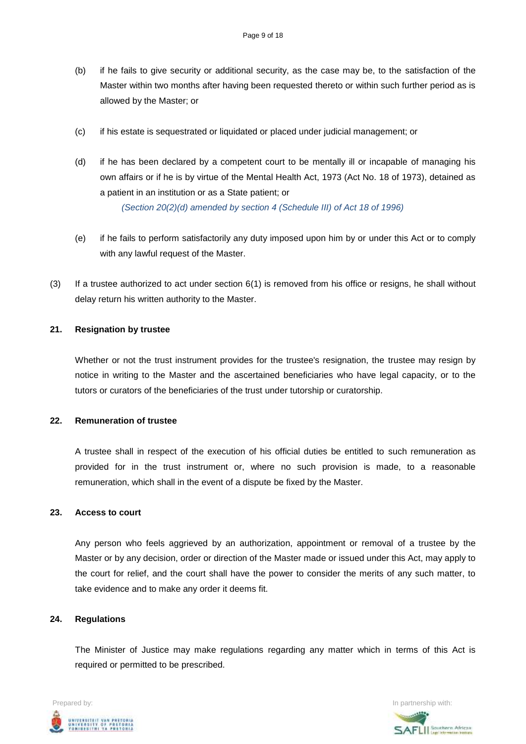(b) if he fails to give security or additional security, as the case may be, to the satisfaction of the Master within two months after having been requested thereto or within such further period as is allowed by the Master; or

(c) if his estate is sequestrated or liquidated or placed under judicial management; or

(d) if he has been declared by a competent court to be mentally ill or incapable of managing his own affairs or if he is by virtue of the Mental Health Act, 1973 (Act No. 18 of 1973), detained as a patient in an institution or as a State patient; or

*(Section 20(2)(d) amended by section 4 (Schedule III) of Act 18 of 1996)*

(e) if he fails to perform satisfactorily any duty imposed upon him by or under this Act or to comply with any lawful request of the Master.

(3) If a trustee authorized to act under section 6(1) is removed from his office or resigns, he shall without delay return his written authority to the Master.

**21. Resignation by trustee**

Whether or not the trust instrument provides for the trustee's resignation, the trustee may resign by notice in writing to the Master and the ascertained beneficiaries who have legal capacity, or to the tutors or curators of the beneficiaries of the trust under tutorship or curatorship.

**22. Remuneration of trustee**

A trustee shall in respect of the execution of his official duties be entitled to such remuneration as provided for in the trust instrument or, where no such provision is made, to a reasonable remuneration, which shall in the event of a dispute be fixed by the Master.

**23. Access to court**

Any person who feels aggrieved by an authorization, appointment or removal of a trustee by the Master or by any decision, order or direction of the Master made or issued under this Act, may apply to the court for relief, and the court shall have the power to consider the merits of any such matter, to take evidence and to make any order it deems fit.

**24. Regulations**

The Minister of Justice may make regulations regarding any matter which in terms of this Act is required or permitted to be prescribed.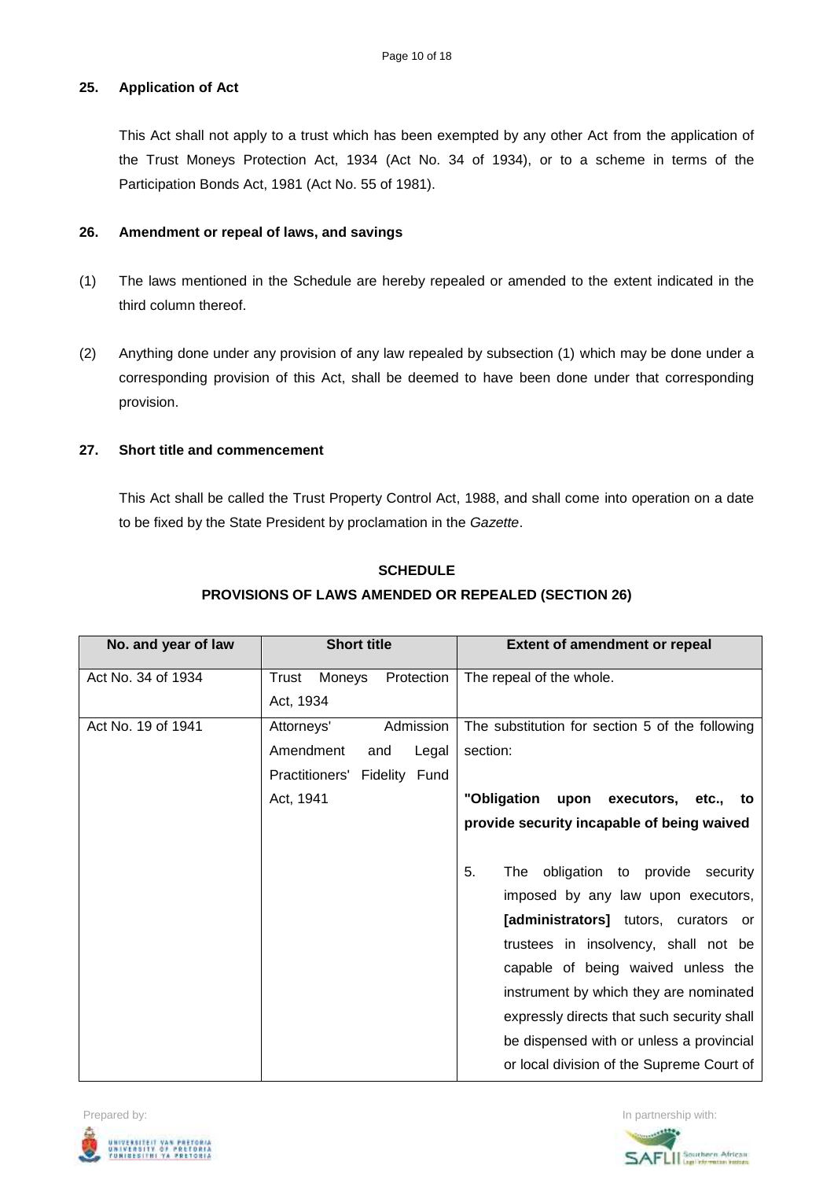**25. Application of Act**

This Act shall not apply to a trust which has been exempted by any other Act from the application of the Trust Moneys Protection Act, 1934 (Act No. 34 of 1934), or to a scheme in terms of the Participation Bonds Act, 1981 (Act No. 55 of 1981).

**26. Amendment or repeal of laws, and savings**

(1) The laws mentioned in the Schedule are hereby repealed or amended to the extent indicated in the third column thereof.

(2) Anything done under any provision of any law repealed by subsection (1) which may be done under a corresponding provision of this Act, shall be deemed to have been done under that corresponding provision.

**27. Short title and commencement**

This Act shall be called the Trust Property Control Act, 1988, and shall come into operation on a date to be fixed by the State President by proclamation in the *Gazette*.

**SCHEDULE**

**PROVISIONS OF LAWS AMENDED OR REPEALED (SECTION 26)**

| No. and year of law | Short title | Extent of amendment or repeal |
|---|---|---|
| Act No. 34 of 1934 | Trust Moneys Protection Act, 1934 | The repeal of the whole. |
| Act No. 19 of 1941 | Attorneys' Admission Amendment and Legal Practitioners' Fidelity Fund Act, 1941 | The substitution for section 5 of the following section: **"Obligation upon executors, etc., to provide security incapable of being waived** 5. The obligation to provide security imposed by any law upon executors, **[administrators]** tutors, curators or trustees in insolvency, shall not be capable of being waived unless the instrument by which they are nominated expressly directs that such security shall be dispensed with or unless a provincial or local division of the Supreme Court of |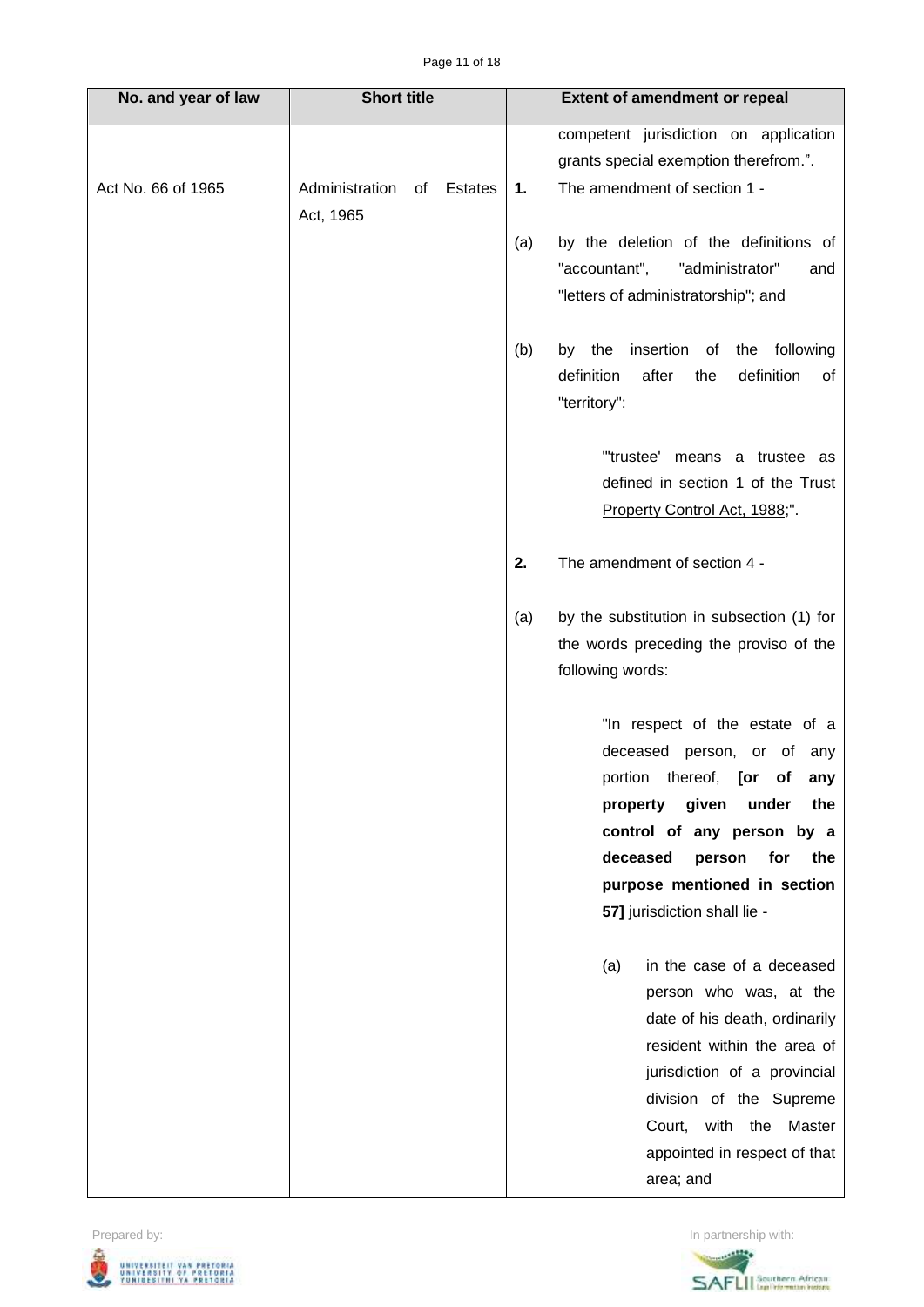| No. and year of law | Short title | Extent of amendment or repeal |
|---|---|---|
| | | competent jurisdiction on application grants special exemption therefrom.". |
| Act No. 66 of 1965 | Administration of Estates Act, 1965 | **1.** The amendment of section 1 -<br><br>(a) by the deletion of the definitions of "accountant", "administrator" and "letters of administratorship"; and<br><br>(b) by the insertion of the following definition after the definition of "territory":<br><br>"'trustee' means a trustee as defined in section 1 of the Trust Property Control Act, 1988;".<br><br>**2.** The amendment of section 4 -<br><br>(a) by the substitution in subsection (1) for the words preceding the proviso of the following words:<br><br>"In respect of the estate of a deceased person, or of any portion thereof, **[or of any property given under the control of any person by a deceased person for the purpose mentioned in section 57]** jurisdiction shall lie -<br><br>(a) in the case of a deceased person who was, at the date of his death, ordinarily resident within the area of jurisdiction of a provincial division of the Supreme Court, with the Master appointed in respect of that area; and |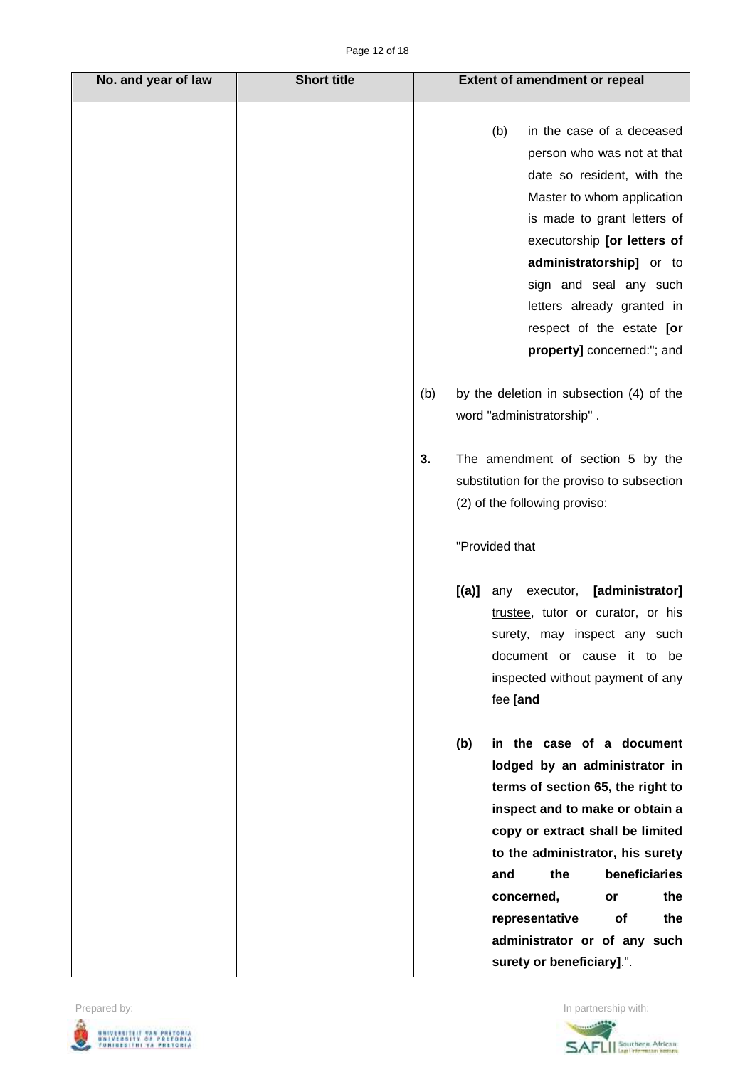| No. and year of law | Short title | Extent of amendment or repeal |
|---|---|---|
| | | (b) in the case of a deceased person who was not at that date so resident, with the Master to whom application is made to grant letters of executorship **[or letters of administratorship]** or to sign and seal any such letters already granted in respect of the estate **[or property]** concerned:"; and<br><br>(b) by the deletion in subsection (4) of the word "administratorship" .<br><br>**3.** The amendment of section 5 by the substitution for the proviso to subsection (2) of the following proviso:<br><br>"Provided that<br><br>**[(a)]** any executor, **[administrator]** <u>trustee</u>, tutor or curator, or his surety, may inspect any such document or cause it to be inspected without payment of any fee **[and**<br><br>**(b) in the case of a document lodged by an administrator in terms of section 65, the right to inspect and to make or obtain a copy or extract shall be limited to the administrator, his surety and the beneficiaries concerned, or the representative of the administrator or of any such surety or beneficiary]**.". |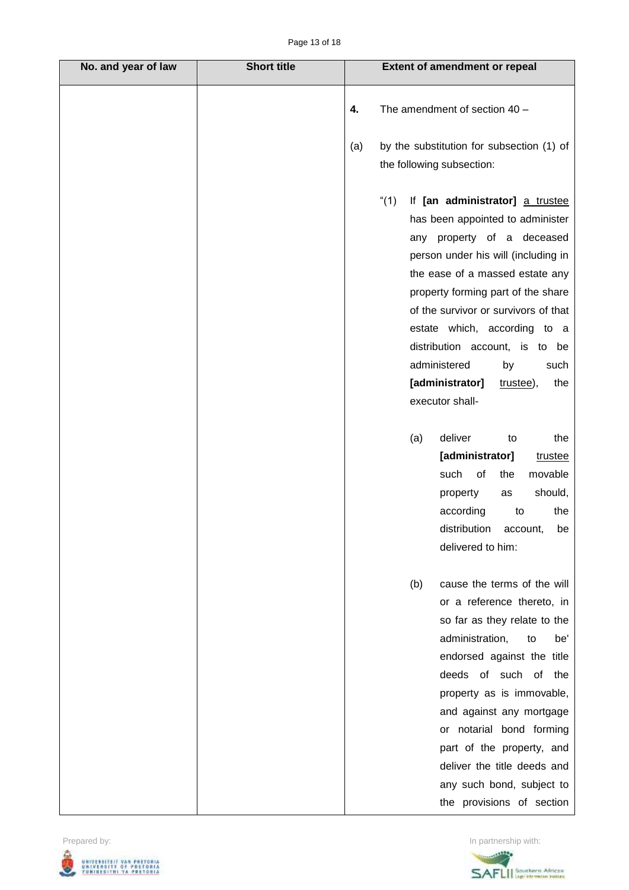| No. and year of law | Short title | Extent of amendment or repeal |
| --- | --- | --- |
| | | **4.** The amendment of section 40 – <br><br> (a) by the substitution for subsection (1) of the following subsection: <br><br> "(1) If **[an administrator]** <u>a trustee</u> has been appointed to administer any property of a deceased person under his will (including in the ease of a massed estate any property forming part of the share of the survivor or survivors of that estate which, according to a distribution account, is to be administered by such **[administrator]** <u>trustee</u>), the executor shall- <br><br> (a) deliver to the **[administrator]** <u>trustee</u> such of the movable property as should, according to the distribution account, be delivered to him: <br><br> (b) cause the terms of the will or a reference thereto, in so far as they relate to the administration, to be' endorsed against the title deeds of such of the property as is immovable, and against any mortgage or notarial bond forming part of the property, and deliver the title deeds and any such bond, subject to the provisions of section |

Prepared by: UNIVERSITEIT VAN PRETORIA UNIVERSITY OF PRETORIA YUNIBESITHI YA PRETORIA

In partnership with: SAFLII Southern African Legal Information Institute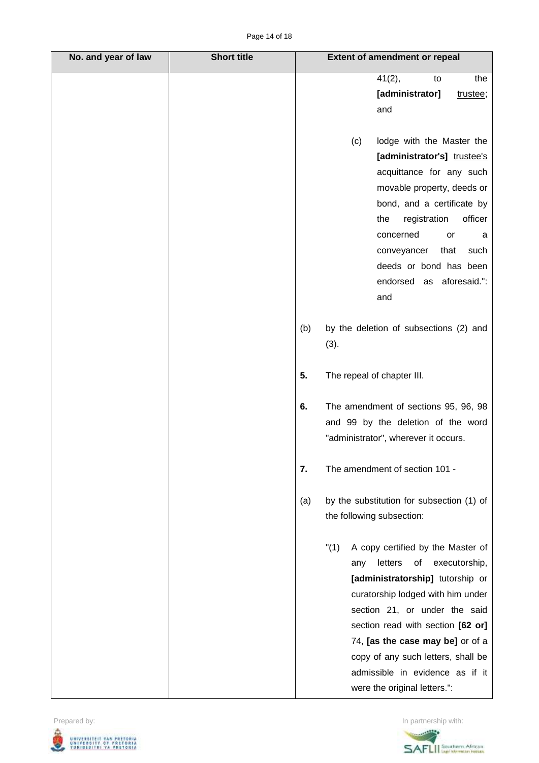| No. and year of law | Short title | Extent of amendment or repeal |
| --- | --- | --- |
| | | 41(2), to the **[administrator]** <u>trustee</u>; and<br><br>(c) lodge with the Master the **[administrator's]** <u>trustee's</u> acquittance for any such movable property, deeds or bond, and a certificate by the registration officer concerned or a conveyancer that such deeds or bond has been endorsed as aforesaid.": and<br><br>(b) by the deletion of subsections (2) and (3).<br><br>**5.** The repeal of chapter III.<br><br>**6.** The amendment of sections 95, 96, 98 and 99 by the deletion of the word "administrator", wherever it occurs.<br><br>**7.** The amendment of section 101 -<br><br>(a) by the substitution for subsection (1) of the following subsection:<br><br>"(1) A copy certified by the Master of any letters of executorship, **[administratorship]** tutorship or curatorship lodged with him under section 21, or under the said section read with section **[62 or]** 74, **[as the case may be]** or of a copy of any such letters, shall be admissible in evidence as if it were the original letters.": |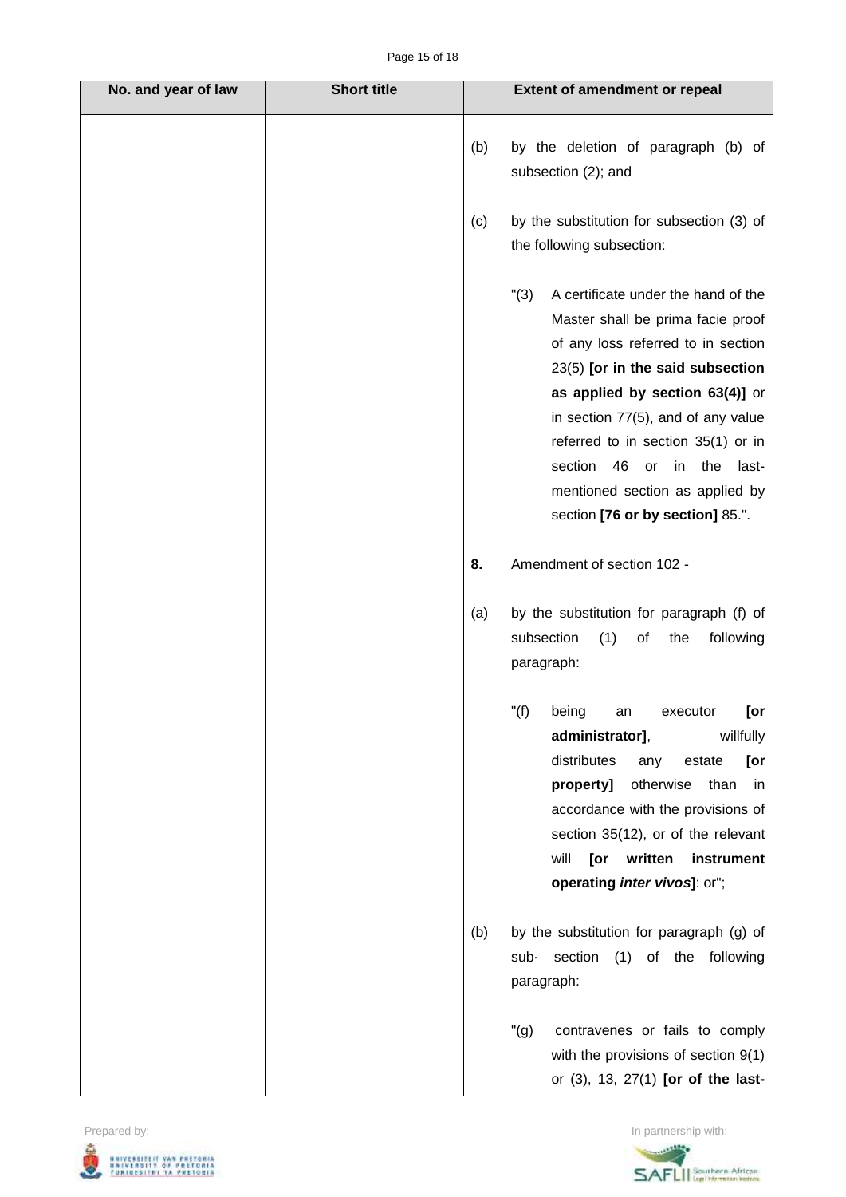| No. and year of law | Short title | Extent of amendment or repeal |
|---|---|---|
| | | (b) by the deletion of paragraph (b) of subsection (2); and<br><br>(c) by the substitution for subsection (3) of the following subsection:<br><br>"(3) A certificate under the hand of the Master shall be prima facie proof of any loss referred to in section 23(5) **[or in the said subsection as applied by section 63(4)]** or in section 77(5), and of any value referred to in section 35(1) or in section 46 or in the last-mentioned section as applied by section **[76 or by section]** 85.".<br><br>**8.** Amendment of section 102 -<br><br>(a) by the substitution for paragraph (f) of subsection (1) of the following paragraph:<br><br>"(f) being an executor **[or administrator]**, willfully distributes any estate **[or property]** otherwise than in accordance with the provisions of section 35(12), or of the relevant will **[or written instrument operating *inter vivos*]**: or";<br><br>(b) by the substitution for paragraph (g) of sub· section (1) of the following paragraph:<br><br>"(g) contravenes or fails to comply with the provisions of section 9(1) or (3), 13, 27(1) **[or of the last-** |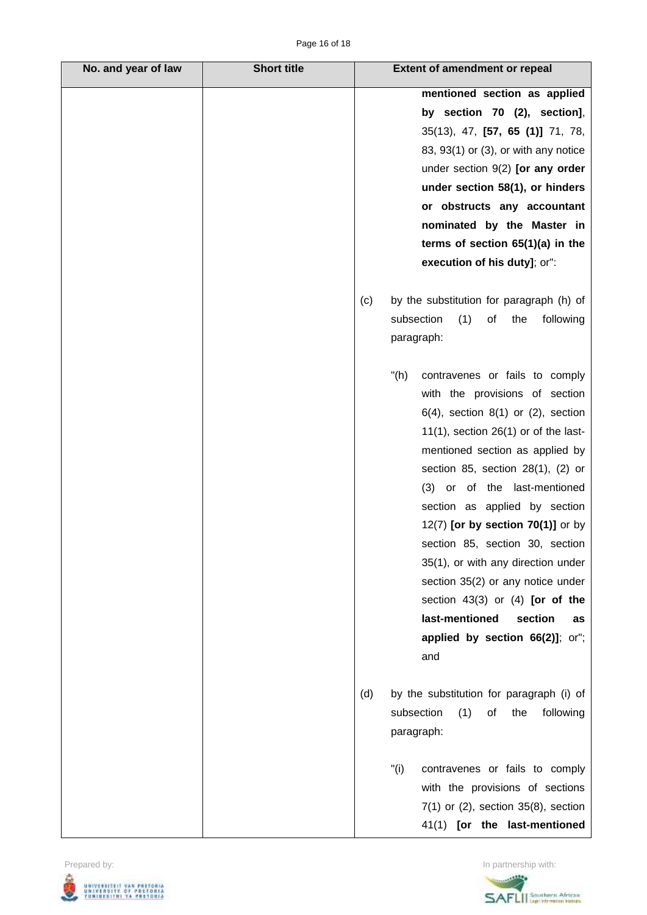| No. and year of law | Short title | Extent of amendment or repeal |
|---|---|---|
| | | **mentioned section as applied by section 70 (2), section]**, 35(13), 47, **[57, 65 (1)]** 71, 78, 83, 93(1) or (3), or with any notice under section 9(2) **[or any order under section 58(1), or hinders or obstructs any accountant nominated by the Master in terms of section 65(1)(a) in the execution of his duty]**; or":<br><br>(c) by the substitution for paragraph (h) of subsection (1) of the following paragraph:<br><br>"(h) contravenes or fails to comply with the provisions of section 6(4), section 8(1) or (2), section 11(1), section 26(1) or of the last-mentioned section as applied by section 85, section 28(1), (2) or (3) or of the last-mentioned section as applied by section 12(7) **[or by section 70(1)]** or by section 85, section 30, section 35(1), or with any direction under section 35(2) or any notice under section 43(3) or (4) **[or of the last-mentioned section as applied by section 66(2)]**; or"; and<br><br>(d) by the substitution for paragraph (i) of subsection (1) of the following paragraph:<br><br>"(i) contravenes or fails to comply with the provisions of sections 7(1) or (2), section 35(8), section 41(1) **[or the last-mentioned** |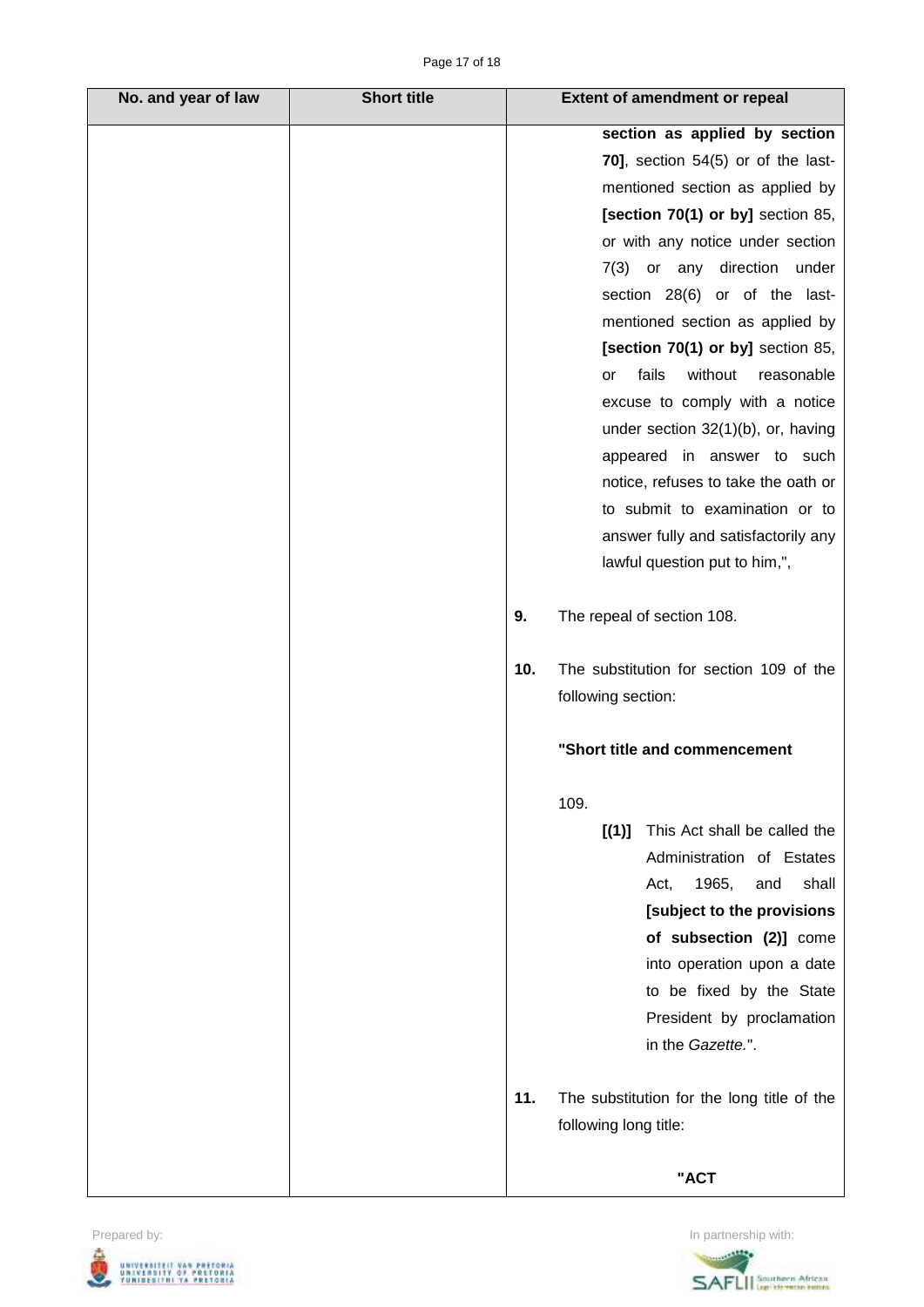| No. and year of law | Short title | Extent of amendment or repeal |
| --- | --- | --- |
| | | **section as applied by section 70]**, section 54(5) or of the last-mentioned section as applied by **[section 70(1) or by]** section 85, or with any notice under section 7(3) or any direction under section 28(6) or of the last-mentioned section as applied by **[section 70(1) or by]** section 85, or fails without reasonable excuse to comply with a notice under section 32(1)(b), or, having appeared in answer to such notice, refuses to take the oath or to submit to examination or to answer fully and satisfactorily any lawful question put to him,", |
| | | **9.** The repeal of section 108. |
| | | **10.** The substitution for section 109 of the following section: |
| | | **"Short title and commencement** |
| | | 109. |
| | | **[(1)]** This Act shall be called the Administration of Estates Act, 1965, and shall **[subject to the provisions of subsection (2)]** come into operation upon a date to be fixed by the State President by proclamation in the *Gazette.*". |
| | | **11.** The substitution for the long title of the following long title: |
| | | **"ACT** |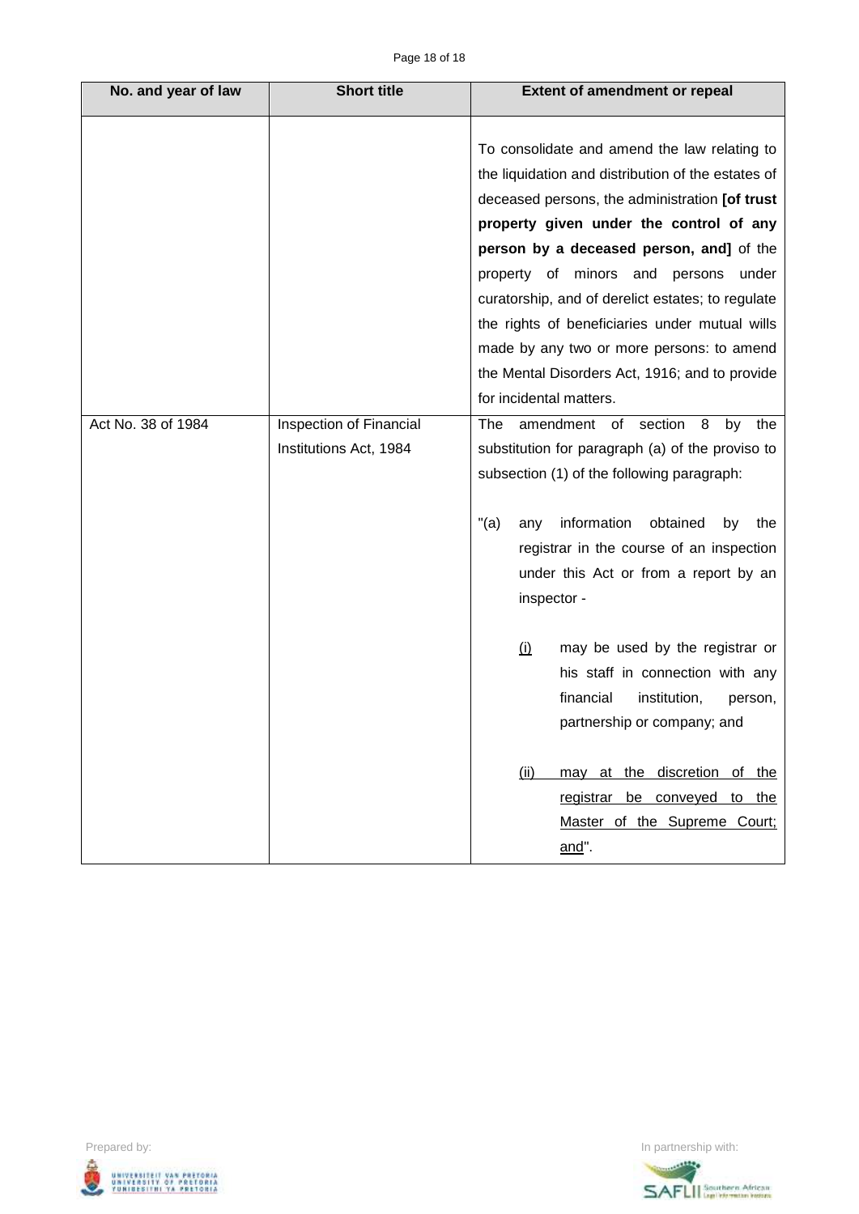| No. and year of law | Short title | Extent of amendment or repeal |
|---|---|---|
| | | To consolidate and amend the law relating to the liquidation and distribution of the estates of deceased persons, the administration **[of trust property given under the control of any person by a deceased person, and]** of the property of minors and persons under curatorship, and of derelict estates; to regulate the rights of beneficiaries under mutual wills made by any two or more persons: to amend the Mental Disorders Act, 1916; and to provide for incidental matters. |
| Act No. 38 of 1984 | Inspection of Financial Institutions Act, 1984 | The amendment of section 8 by the substitution for paragraph (a) of the proviso to subsection (1) of the following paragraph:<br><br>"(a) any information obtained by the registrar in the course of an inspection under this Act or from a report by an inspector -<br><br><u>(i)</u> may be used by the registrar or his staff in connection with any financial institution, person, partnership or company; and<br><br><u>(ii) may at the discretion of the registrar be conveyed to the Master of the Supreme Court; and</u>". |